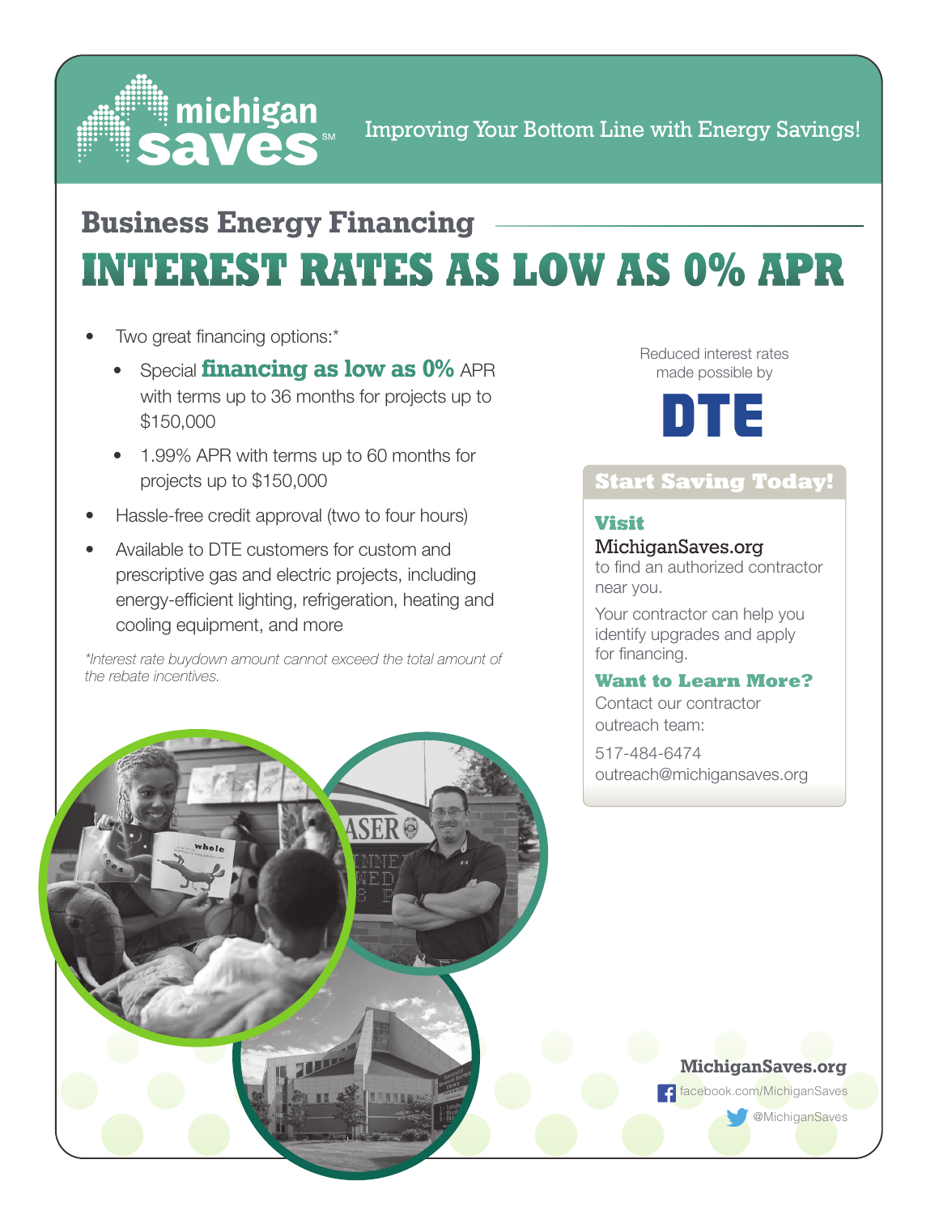michigan saves[SM]

Improving Your Bottom Line with Energy Savings!

## Business Energy Financing

# INTEREST RATES AS LOW AS 0% APR

- Two great financing options:*
  - Special **financing as low as 0%** APR with terms up to 36 months for projects up to $150,000
  - 1.99% APR with terms up to 60 months for projects up to $150,000
- Hassle-free credit approval (two to four hours)
- Available to DTE customers for custom and prescriptive gas and electric projects, including energy-efficient lighting, refrigeration, heating and cooling equipment, and more

*\*Interest rate buydown amount cannot exceed the total amount of the rebate incentives.*

Reduced interest rates made possible by

**DTE**

### Start Saving Today!

**Visit**

MichiganSaves.org to find an authorized contractor near you.

Your contractor can help you identify upgrades and apply for financing.

**Want to Learn More?**

Contact our contractor outreach team:

517-484-6474
outreach@michigansaves.org

**MichiganSaves.org**

facebook.com/MichiganSaves

@MichiganSaves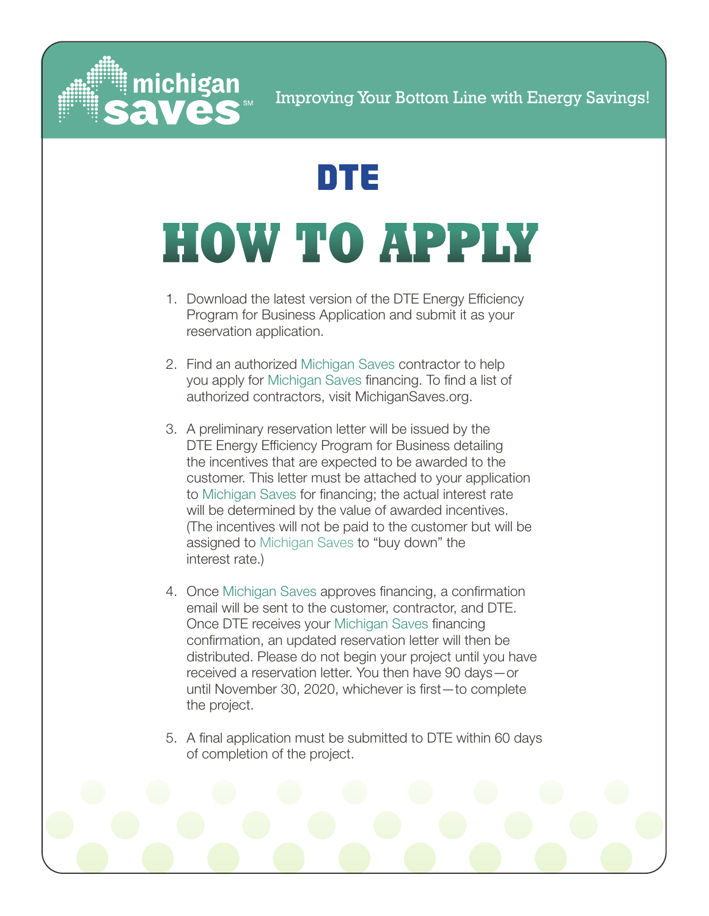michigan saves[SM]

Improving Your Bottom Line with Energy Savings!

# DTE

# HOW TO APPLY

1. Download the latest version of the DTE Energy Efficiency Program for Business Application and submit it as your reservation application.

2. Find an authorized Michigan Saves contractor to help you apply for Michigan Saves financing. To find a list of authorized contractors, visit MichiganSaves.org.

3. A preliminary reservation letter will be issued by the DTE Energy Efficiency Program for Business detailing the incentives that are expected to be awarded to the customer. This letter must be attached to your application to Michigan Saves for financing; the actual interest rate will be determined by the value of awarded incentives. (The incentives will not be paid to the customer but will be assigned to Michigan Saves to "buy down" the interest rate.)

4. Once Michigan Saves approves financing, a confirmation email will be sent to the customer, contractor, and DTE. Once DTE receives your Michigan Saves financing confirmation, an updated reservation letter will then be distributed. Please do not begin your project until you have received a reservation letter. You then have 90 days—or until November 30, 2020, whichever is first—to complete the project.

5. A final application must be submitted to DTE within 60 days of completion of the project.